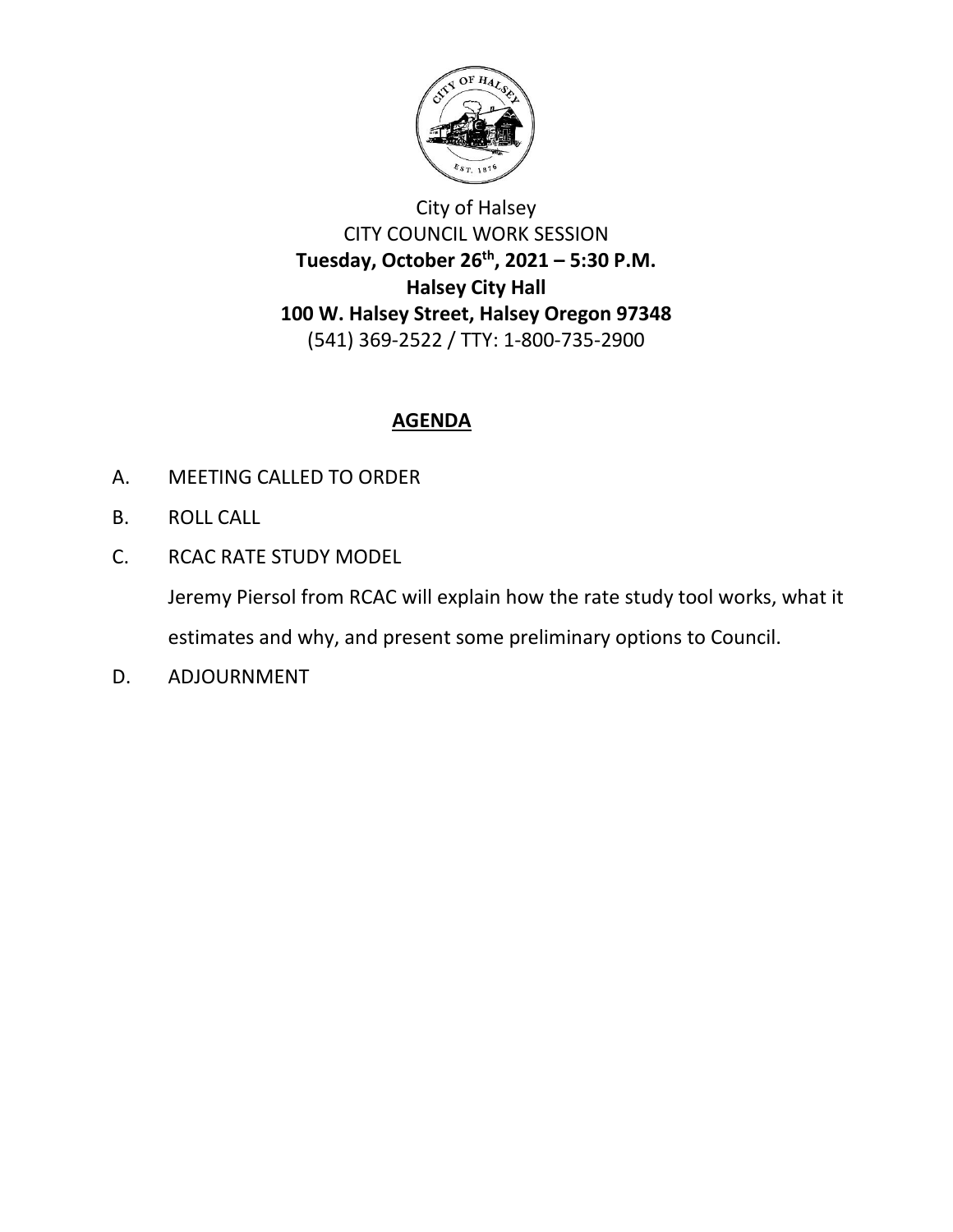City of Halsey
CITY COUNCIL WORK SESSION
**Tuesday, October 26th, 2021 – 5:30 P.M.**
**Halsey City Hall**
**100 W. Halsey Street, Halsey Oregon 97348**
(541) 369-2522 / TTY: 1-800-735-2900

## AGENDA

A. MEETING CALLED TO ORDER

B. ROLL CALL

C. RCAC RATE STUDY MODEL

Jeremy Piersol from RCAC will explain how the rate study tool works, what it estimates and why, and present some preliminary options to Council.

D. ADJOURNMENT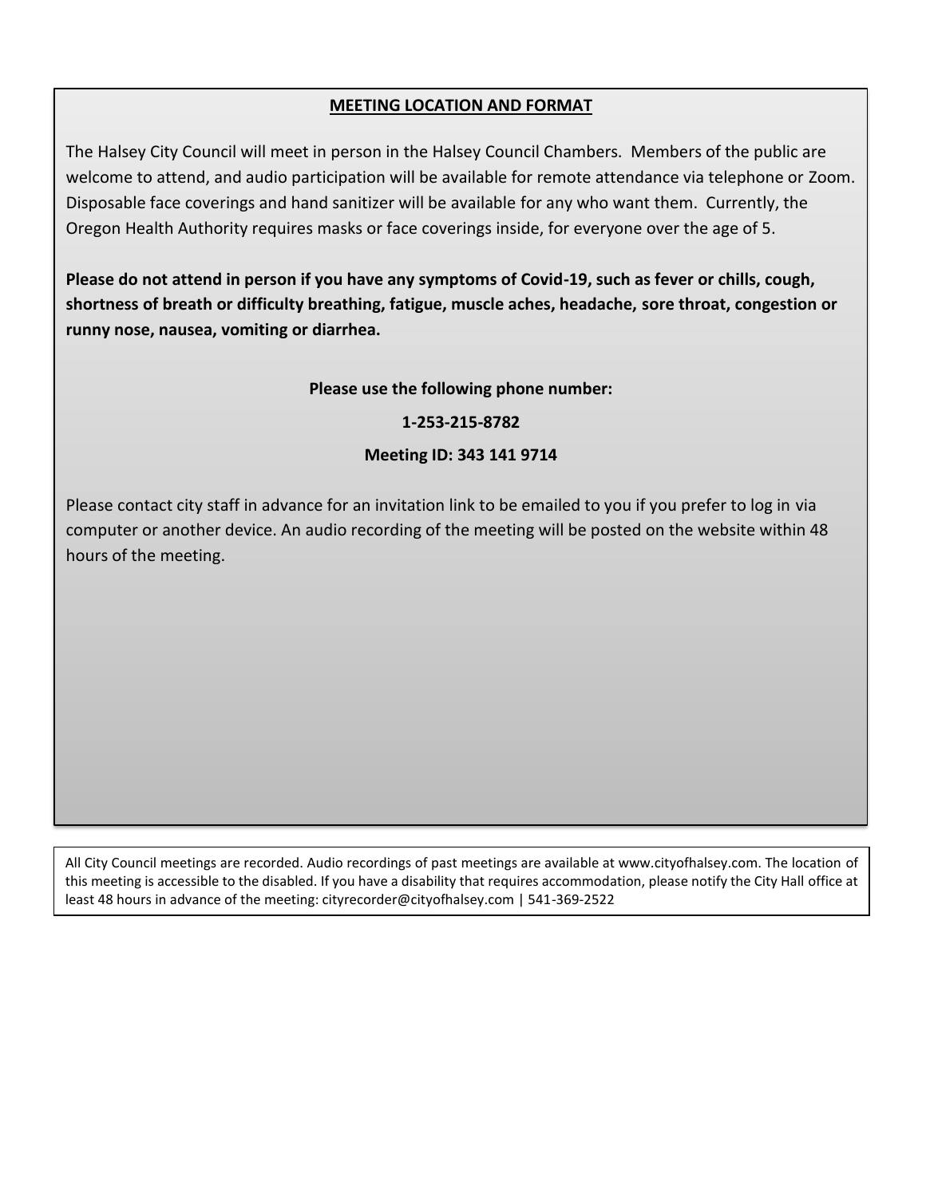## MEETING LOCATION AND FORMAT

The Halsey City Council will meet in person in the Halsey Council Chambers. Members of the public are welcome to attend, and audio participation will be available for remote attendance via telephone or Zoom. Disposable face coverings and hand sanitizer will be available for any who want them. Currently, the Oregon Health Authority requires masks or face coverings inside, for everyone over the age of 5.

**Please do not attend in person if you have any symptoms of Covid-19, such as fever or chills, cough, shortness of breath or difficulty breathing, fatigue, muscle aches, headache, sore throat, congestion or runny nose, nausea, vomiting or diarrhea.**

**Please use the following phone number:**

**1-253-215-8782**

**Meeting ID: 343 141 9714**

Please contact city staff in advance for an invitation link to be emailed to you if you prefer to log in via computer or another device. An audio recording of the meeting will be posted on the website within 48 hours of the meeting.

All City Council meetings are recorded. Audio recordings of past meetings are available at www.cityofhalsey.com. The location of this meeting is accessible to the disabled. If you have a disability that requires accommodation, please notify the City Hall office at least 48 hours in advance of the meeting: cityrecorder@cityofhalsey.com | 541-369-2522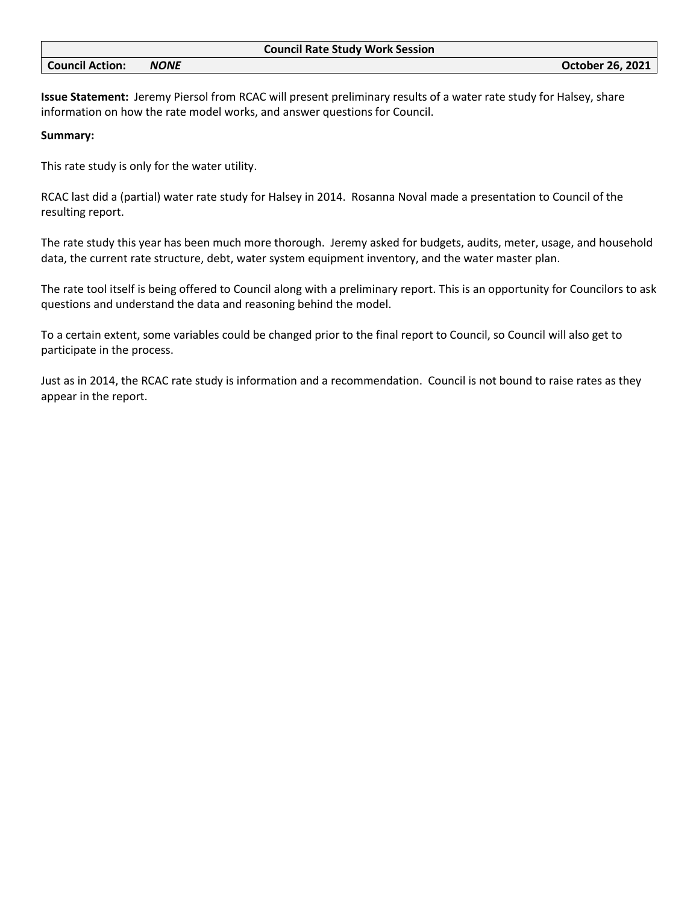| Council Rate Study Work Session | | |
|---|---|---|
| **Council Action:** | ***NONE*** | **October 26, 2021** |

**Issue Statement:** Jeremy Piersol from RCAC will present preliminary results of a water rate study for Halsey, share information on how the rate model works, and answer questions for Council.

**Summary:**

This rate study is only for the water utility.

RCAC last did a (partial) water rate study for Halsey in 2014. Rosanna Noval made a presentation to Council of the resulting report.

The rate study this year has been much more thorough. Jeremy asked for budgets, audits, meter, usage, and household data, the current rate structure, debt, water system equipment inventory, and the water master plan.

The rate tool itself is being offered to Council along with a preliminary report. This is an opportunity for Councilors to ask questions and understand the data and reasoning behind the model.

To a certain extent, some variables could be changed prior to the final report to Council, so Council will also get to participate in the process.

Just as in 2014, the RCAC rate study is information and a recommendation. Council is not bound to raise rates as they appear in the report.